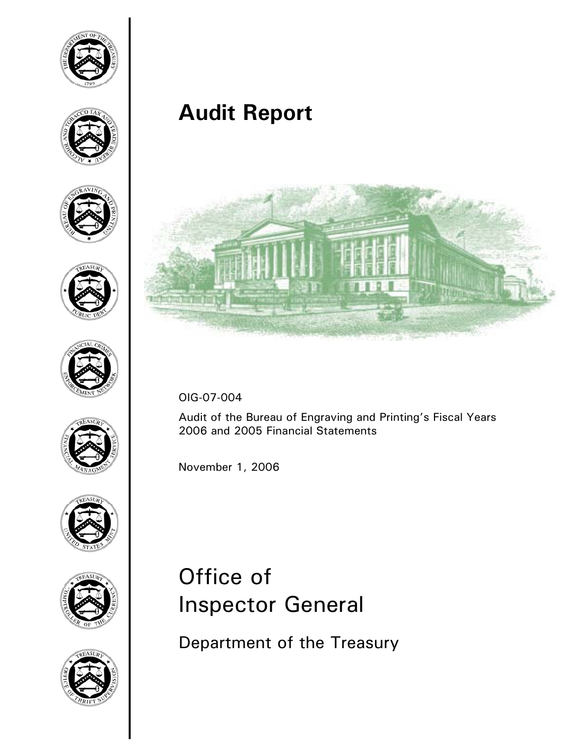# Audit Report

OIG-07-004

Audit of the Bureau of Engraving and Printing's Fiscal Years 2006 and 2005 Financial Statements

November 1, 2006

# Office of Inspector General

## Department of the Treasury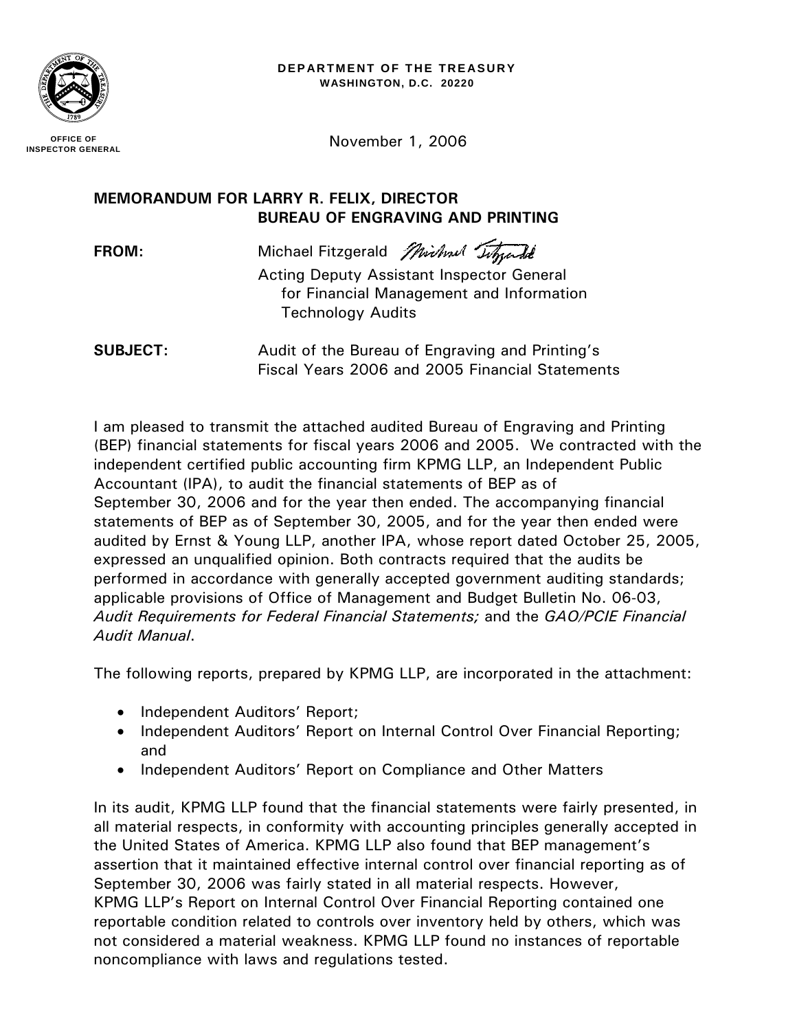**DEPARTMENT OF THE TREASURY**
**WASHINGTON, D.C. 20220**

**OFFICE OF INSPECTOR GENERAL**

November 1, 2006

**MEMORANDUM FOR LARRY R. FELIX, DIRECTOR**
**BUREAU OF ENGRAVING AND PRINTING**

**FROM:** Michael Fitzgerald
Acting Deputy Assistant Inspector General for Financial Management and Information Technology Audits

**SUBJECT:** Audit of the Bureau of Engraving and Printing's Fiscal Years 2006 and 2005 Financial Statements

I am pleased to transmit the attached audited Bureau of Engraving and Printing (BEP) financial statements for fiscal years 2006 and 2005. We contracted with the independent certified public accounting firm KPMG LLP, an Independent Public Accountant (IPA), to audit the financial statements of BEP as of September 30, 2006 and for the year then ended. The accompanying financial statements of BEP as of September 30, 2005, and for the year then ended were audited by Ernst & Young LLP, another IPA, whose report dated October 25, 2005, expressed an unqualified opinion. Both contracts required that the audits be performed in accordance with generally accepted government auditing standards; applicable provisions of Office of Management and Budget Bulletin No. 06-03, *Audit Requirements for Federal Financial Statements;* and the *GAO/PCIE Financial Audit Manual*.

The following reports, prepared by KPMG LLP, are incorporated in the attachment:

- Independent Auditors' Report;
- Independent Auditors' Report on Internal Control Over Financial Reporting; and
- Independent Auditors' Report on Compliance and Other Matters

In its audit, KPMG LLP found that the financial statements were fairly presented, in all material respects, in conformity with accounting principles generally accepted in the United States of America. KPMG LLP also found that BEP management's assertion that it maintained effective internal control over financial reporting as of September 30, 2006 was fairly stated in all material respects. However, KPMG LLP's Report on Internal Control Over Financial Reporting contained one reportable condition related to controls over inventory held by others, which was not considered a material weakness. KPMG LLP found no instances of reportable noncompliance with laws and regulations tested.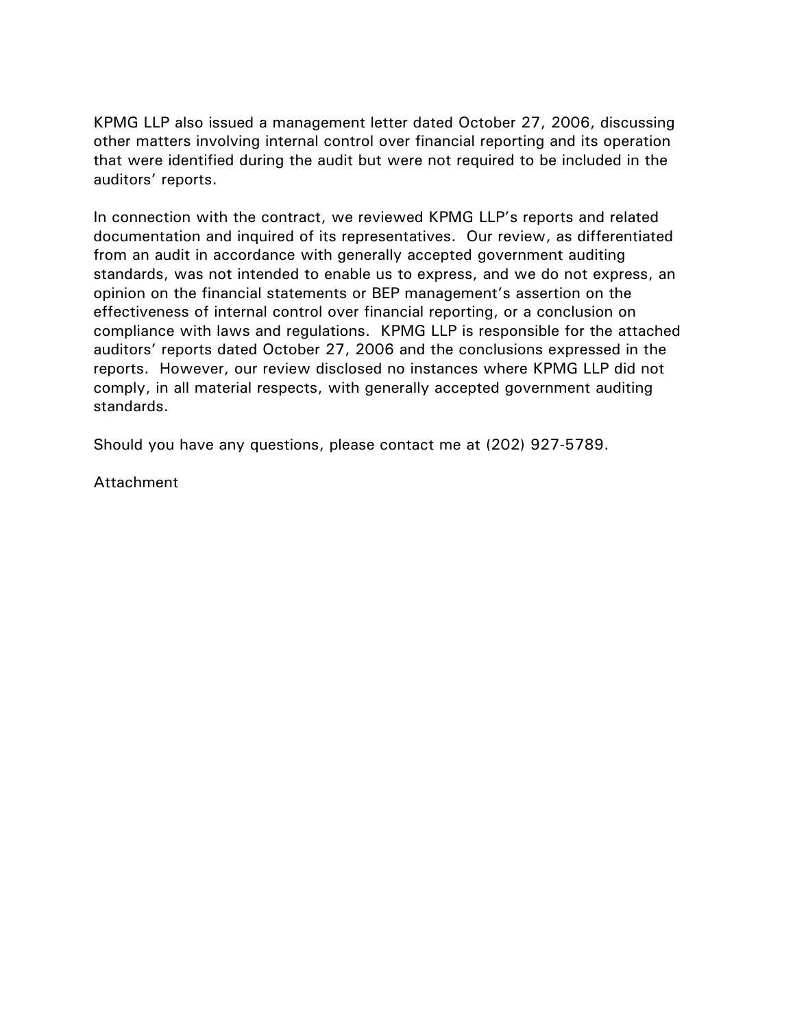KPMG LLP also issued a management letter dated October 27, 2006, discussing other matters involving internal control over financial reporting and its operation that were identified during the audit but were not required to be included in the auditors' reports.

In connection with the contract, we reviewed KPMG LLP's reports and related documentation and inquired of its representatives. Our review, as differentiated from an audit in accordance with generally accepted government auditing standards, was not intended to enable us to express, and we do not express, an opinion on the financial statements or BEP management's assertion on the effectiveness of internal control over financial reporting, or a conclusion on compliance with laws and regulations. KPMG LLP is responsible for the attached auditors' reports dated October 27, 2006 and the conclusions expressed in the reports. However, our review disclosed no instances where KPMG LLP did not comply, in all material respects, with generally accepted government auditing standards.

Should you have any questions, please contact me at (202) 927-5789.

Attachment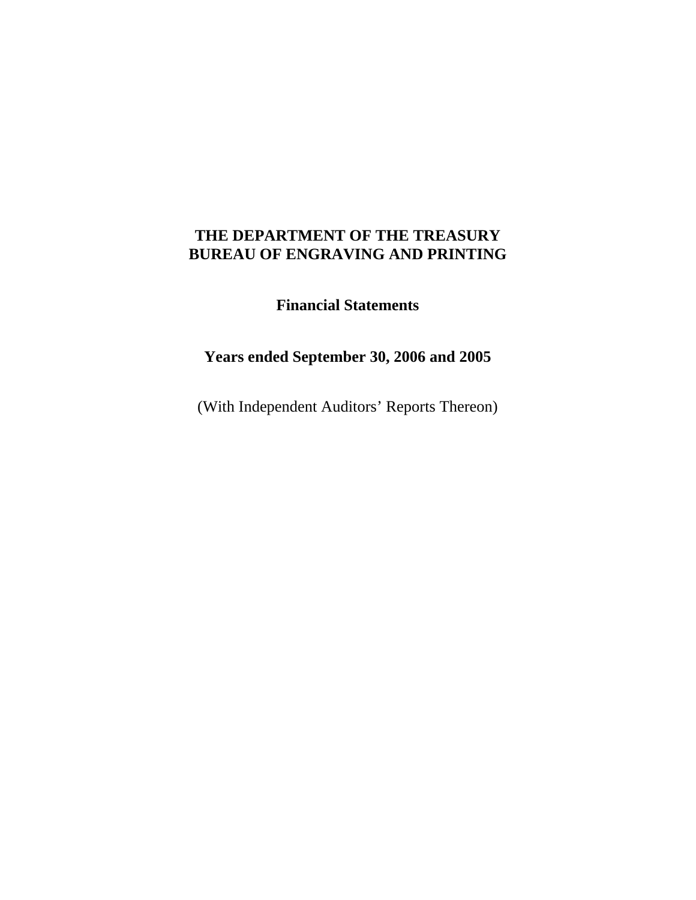# THE DEPARTMENT OF THE TREASURY
# BUREAU OF ENGRAVING AND PRINTING

## Financial Statements

## Years ended September 30, 2006 and 2005

(With Independent Auditors' Reports Thereon)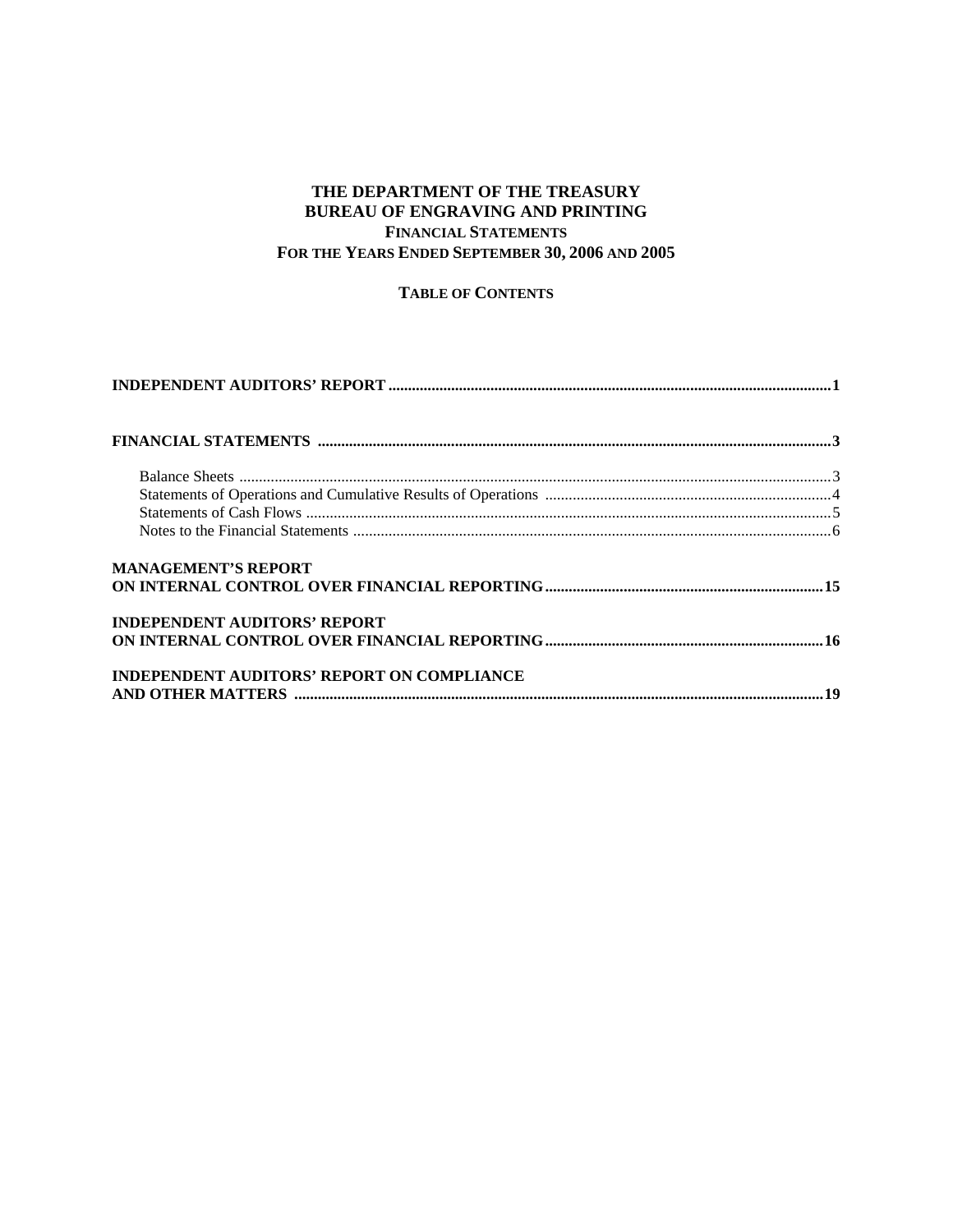# THE DEPARTMENT OF THE TREASURY
# BUREAU OF ENGRAVING AND PRINTING
## FINANCIAL STATEMENTS
## FOR THE YEARS ENDED SEPTEMBER 30, 2006 AND 2005

### TABLE OF CONTENTS

**INDEPENDENT AUDITORS' REPORT** ........................................ **1**

**FINANCIAL STATEMENTS** ........................................ **3**

- Balance Sheets ........................................ 3
- Statements of Operations and Cumulative Results of Operations ........................................ 4
- Statements of Cash Flows ........................................ 5
- Notes to the Financial Statements ........................................ 6

**MANAGEMENT'S REPORT ON INTERNAL CONTROL OVER FINANCIAL REPORTING** ........................................ **15**

**INDEPENDENT AUDITORS' REPORT ON INTERNAL CONTROL OVER FINANCIAL REPORTING** ........................................ **16**

**INDEPENDENT AUDITORS' REPORT ON COMPLIANCE AND OTHER MATTERS** ........................................ **19**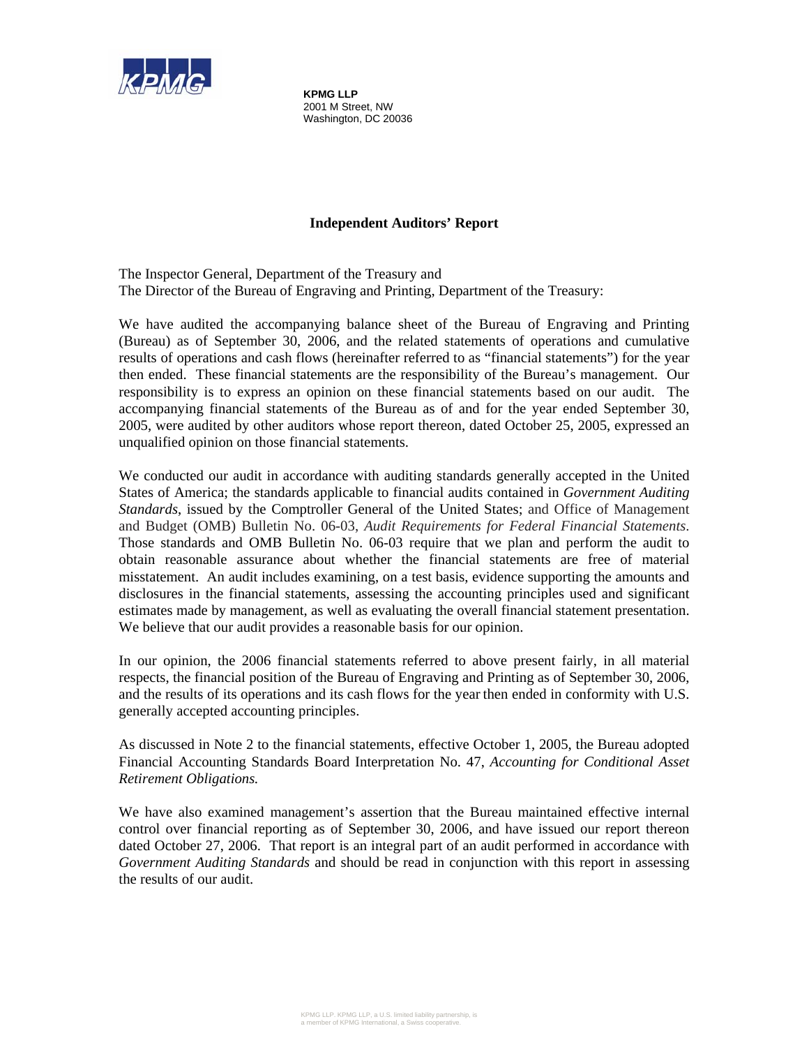**KPMG LLP**
2001 M Street, NW
Washington, DC 20036

## Independent Auditors' Report

The Inspector General, Department of the Treasury and
The Director of the Bureau of Engraving and Printing, Department of the Treasury:

We have audited the accompanying balance sheet of the Bureau of Engraving and Printing (Bureau) as of September 30, 2006, and the related statements of operations and cumulative results of operations and cash flows (hereinafter referred to as "financial statements") for the year then ended. These financial statements are the responsibility of the Bureau's management. Our responsibility is to express an opinion on these financial statements based on our audit. The accompanying financial statements of the Bureau as of and for the year ended September 30, 2005, were audited by other auditors whose report thereon, dated October 25, 2005, expressed an unqualified opinion on those financial statements.

We conducted our audit in accordance with auditing standards generally accepted in the United States of America; the standards applicable to financial audits contained in *Government Auditing Standards*, issued by the Comptroller General of the United States; and Office of Management and Budget (OMB) Bulletin No. 06-03, *Audit Requirements for Federal Financial Statements*. Those standards and OMB Bulletin No. 06-03 require that we plan and perform the audit to obtain reasonable assurance about whether the financial statements are free of material misstatement. An audit includes examining, on a test basis, evidence supporting the amounts and disclosures in the financial statements, assessing the accounting principles used and significant estimates made by management, as well as evaluating the overall financial statement presentation. We believe that our audit provides a reasonable basis for our opinion.

In our opinion, the 2006 financial statements referred to above present fairly, in all material respects, the financial position of the Bureau of Engraving and Printing as of September 30, 2006, and the results of its operations and its cash flows for the year then ended in conformity with U.S. generally accepted accounting principles.

As discussed in Note 2 to the financial statements, effective October 1, 2005, the Bureau adopted Financial Accounting Standards Board Interpretation No. 47, *Accounting for Conditional Asset Retirement Obligations.*

We have also examined management's assertion that the Bureau maintained effective internal control over financial reporting as of September 30, 2006, and have issued our report thereon dated October 27, 2006. That report is an integral part of an audit performed in accordance with *Government Auditing Standards* and should be read in conjunction with this report in assessing the results of our audit.

KPMG LLP. KPMG LLP, a U.S. limited liability partnership, is a member of KPMG International, a Swiss cooperative.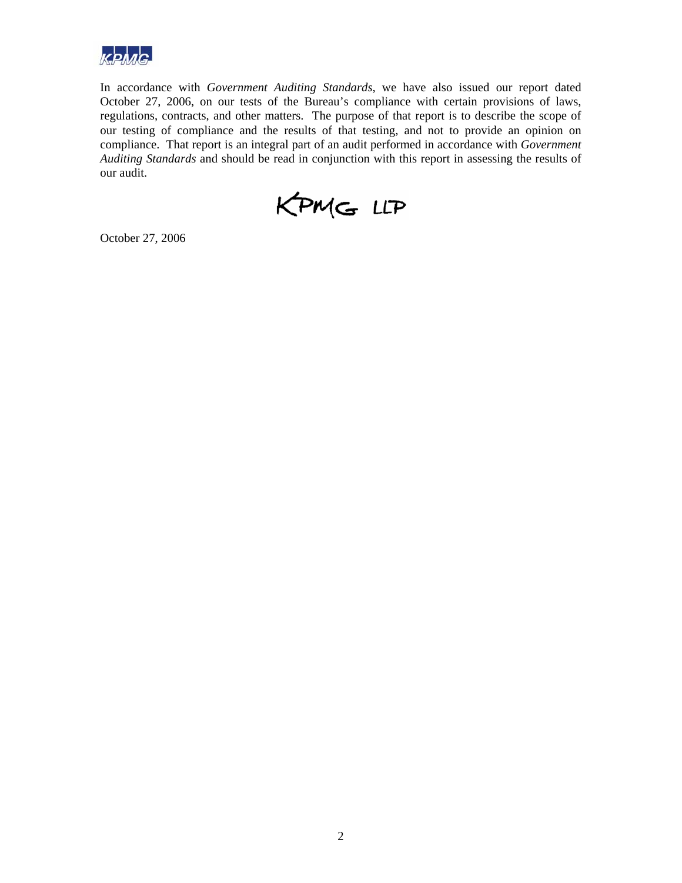In accordance with *Government Auditing Standards*, we have also issued our report dated October 27, 2006, on our tests of the Bureau's compliance with certain provisions of laws, regulations, contracts, and other matters. The purpose of that report is to describe the scope of our testing of compliance and the results of that testing, and not to provide an opinion on compliance. That report is an integral part of an audit performed in accordance with *Government Auditing Standards* and should be read in conjunction with this report in assessing the results of our audit.

KPMG LLP

October 27, 2006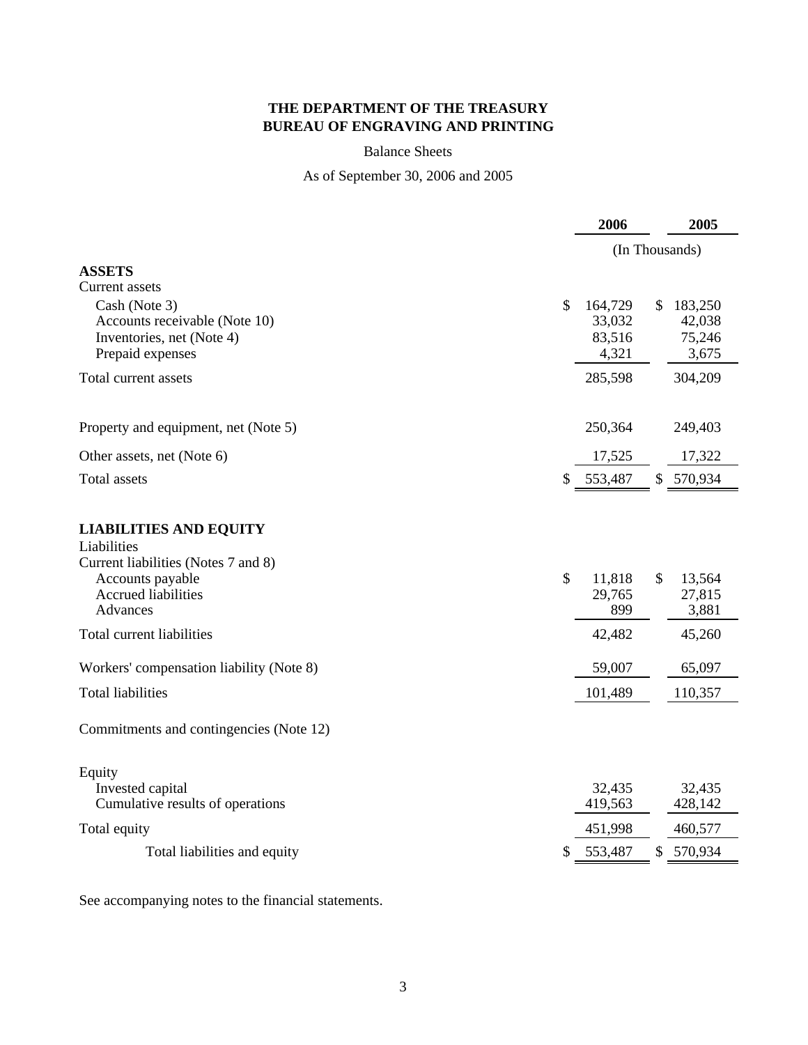**THE DEPARTMENT OF THE TREASURY**
**BUREAU OF ENGRAVING AND PRINTING**

Balance Sheets

As of September 30, 2006 and 2005

| | 2006 | 2005 |
|---|---|---|
| | (In Thousands) | |
| **ASSETS** | | |
| Current assets | | |
| Cash (Note 3) | $ 164,729 | $ 183,250 |
| Accounts receivable (Note 10) | 33,032 | 42,038 |
| Inventories, net (Note 4) | 83,516 | 75,246 |
| Prepaid expenses | 4,321 | 3,675 |
| Total current assets | 285,598 | 304,209 |
| Property and equipment, net (Note 5) | 250,364 | 249,403 |
| Other assets, net (Note 6) | 17,525 | 17,322 |
| Total assets | $ 553,487 | $ 570,934 |
| **LIABILITIES AND EQUITY** | | |
| Liabilities | | |
| Current liabilities (Notes 7 and 8) | | |
| Accounts payable | $ 11,818 | $ 13,564 |
| Accrued liabilities | 29,765 | 27,815 |
| Advances | 899 | 3,881 |
| Total current liabilities | 42,482 | 45,260 |
| Workers' compensation liability (Note 8) | 59,007 | 65,097 |
| Total liabilities | 101,489 | 110,357 |
| Commitments and contingencies (Note 12) | | |
| Equity | | |
| Invested capital | 32,435 | 32,435 |
| Cumulative results of operations | 419,563 | 428,142 |
| Total equity | 451,998 | 460,577 |
| Total liabilities and equity | $ 553,487 | $ 570,934 |

See accompanying notes to the financial statements.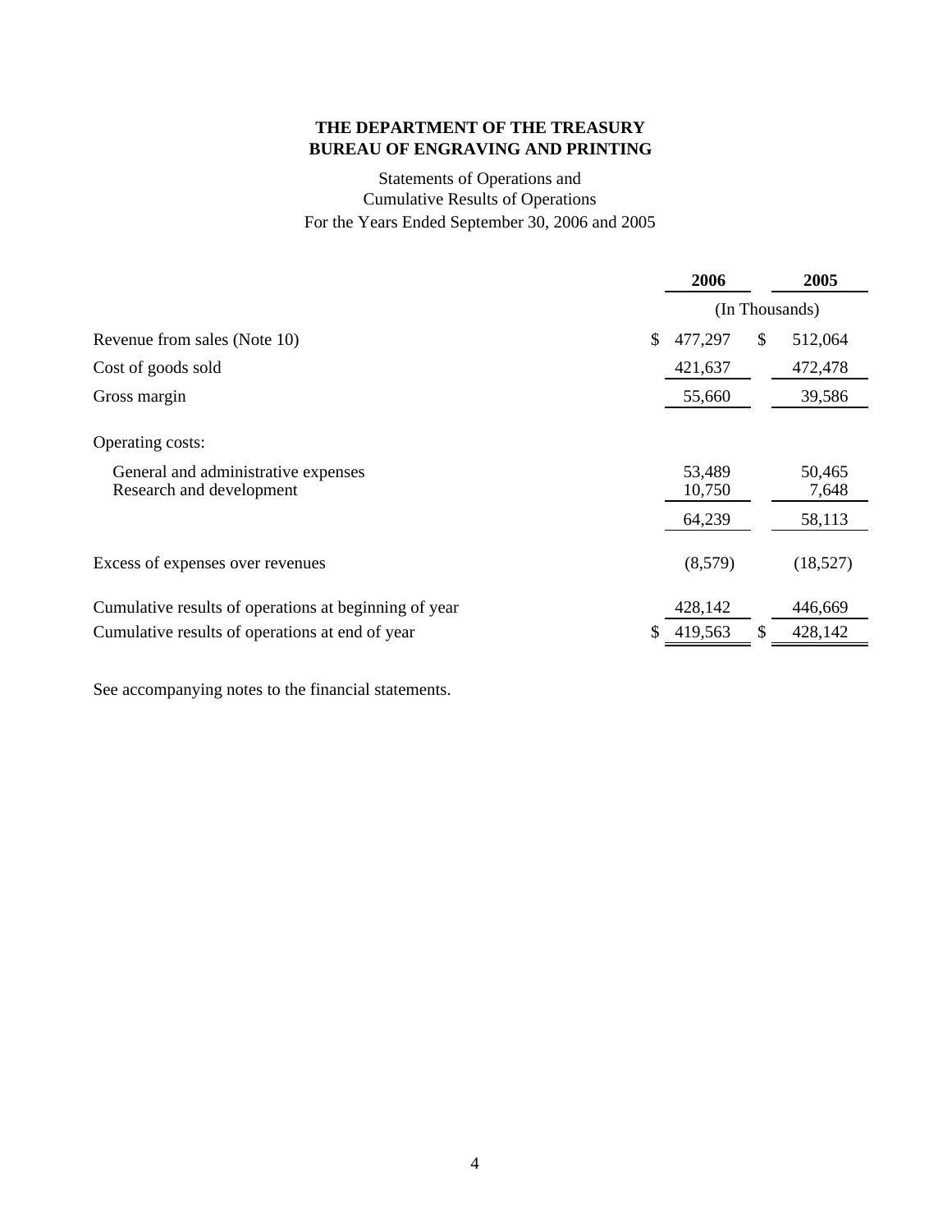**THE DEPARTMENT OF THE TREASURY**
**BUREAU OF ENGRAVING AND PRINTING**

Statements of Operations and
Cumulative Results of Operations
For the Years Ended September 30, 2006 and 2005

| | 2006 | 2005 |
|---|---|---|
| | (In Thousands) | |
| Revenue from sales (Note 10) | $ 477,297 | $ 512,064 |
| Cost of goods sold | 421,637 | 472,478 |
| Gross margin | 55,660 | 39,586 |
| Operating costs: | | |
| General and administrative expenses | 53,489 | 50,465 |
| Research and development | 10,750 | 7,648 |
| | 64,239 | 58,113 |
| Excess of expenses over revenues | (8,579) | (18,527) |
| Cumulative results of operations at beginning of year | 428,142 | 446,669 |
| Cumulative results of operations at end of year | $ 419,563 | $ 428,142 |

See accompanying notes to the financial statements.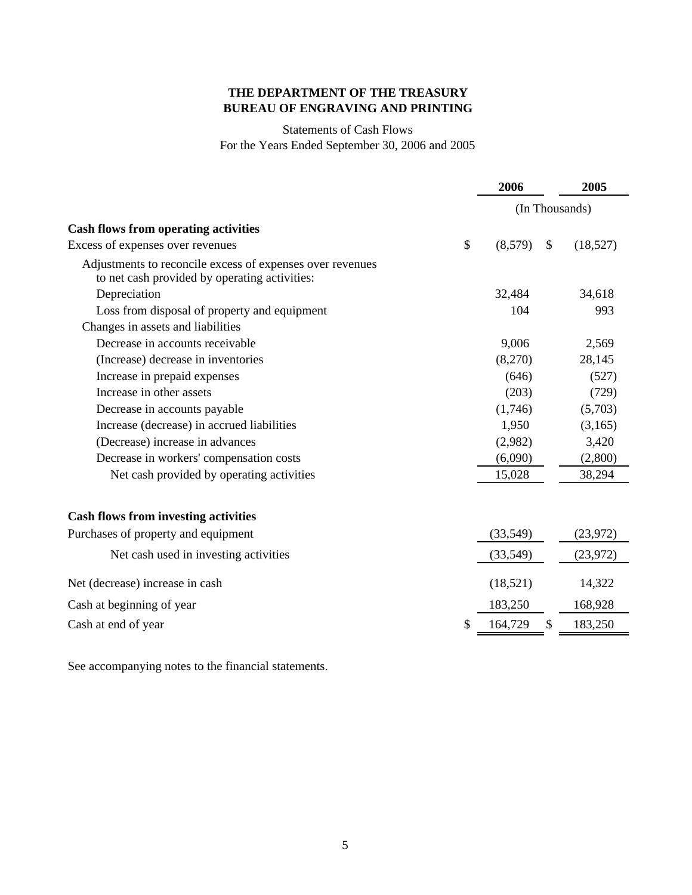**THE DEPARTMENT OF THE TREASURY**
**BUREAU OF ENGRAVING AND PRINTING**

Statements of Cash Flows
For the Years Ended September 30, 2006 and 2005

| | 2006 | 2005 |
|---|---|---|
| | (In Thousands) | |
| **Cash flows from operating activities** | | |
| Excess of expenses over revenues | $ (8,579) | $ (18,527) |
| Adjustments to reconcile excess of expenses over revenues to net cash provided by operating activities: | | |
| Depreciation | 32,484 | 34,618 |
| Loss from disposal of property and equipment | 104 | 993 |
| Changes in assets and liabilities | | |
| Decrease in accounts receivable | 9,006 | 2,569 |
| (Increase) decrease in inventories | (8,270) | 28,145 |
| Increase in prepaid expenses | (646) | (527) |
| Increase in other assets | (203) | (729) |
| Decrease in accounts payable | (1,746) | (5,703) |
| Increase (decrease) in accrued liabilities | 1,950 | (3,165) |
| (Decrease) increase in advances | (2,982) | 3,420 |
| Decrease in workers' compensation costs | (6,090) | (2,800) |
| Net cash provided by operating activities | 15,028 | 38,294 |
| **Cash flows from investing activities** | | |
| Purchases of property and equipment | (33,549) | (23,972) |
| Net cash used in investing activities | (33,549) | (23,972) |
| Net (decrease) increase in cash | (18,521) | 14,322 |
| Cash at beginning of year | 183,250 | 168,928 |
| Cash at end of year | $ 164,729 | $ 183,250 |

See accompanying notes to the financial statements.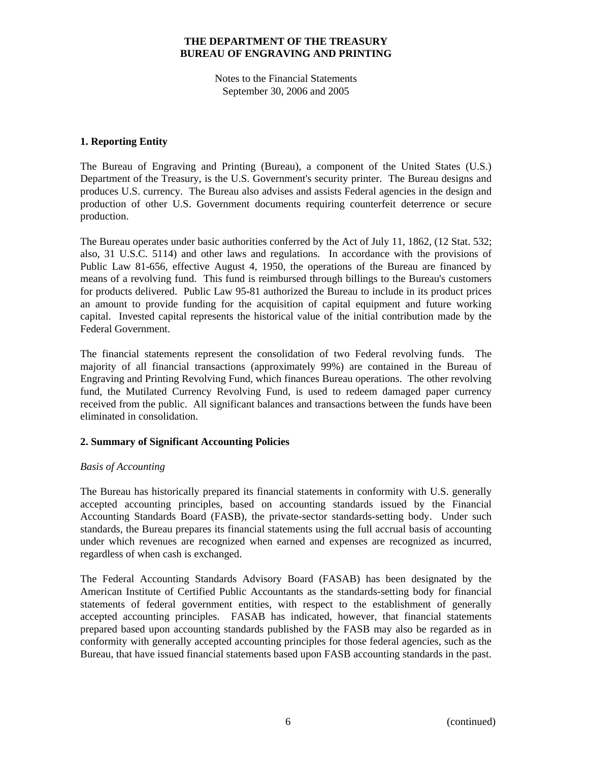**THE DEPARTMENT OF THE TREASURY**
**BUREAU OF ENGRAVING AND PRINTING**

Notes to the Financial Statements
September 30, 2006 and 2005

## 1. Reporting Entity

The Bureau of Engraving and Printing (Bureau), a component of the United States (U.S.) Department of the Treasury, is the U.S. Government's security printer. The Bureau designs and produces U.S. currency. The Bureau also advises and assists Federal agencies in the design and production of other U.S. Government documents requiring counterfeit deterrence or secure production.

The Bureau operates under basic authorities conferred by the Act of July 11, 1862, (12 Stat. 532; also, 31 U.S.C. 5114) and other laws and regulations. In accordance with the provisions of Public Law 81-656, effective August 4, 1950, the operations of the Bureau are financed by means of a revolving fund. This fund is reimbursed through billings to the Bureau's customers for products delivered. Public Law 95-81 authorized the Bureau to include in its product prices an amount to provide funding for the acquisition of capital equipment and future working capital. Invested capital represents the historical value of the initial contribution made by the Federal Government.

The financial statements represent the consolidation of two Federal revolving funds. The majority of all financial transactions (approximately 99%) are contained in the Bureau of Engraving and Printing Revolving Fund, which finances Bureau operations. The other revolving fund, the Mutilated Currency Revolving Fund, is used to redeem damaged paper currency received from the public. All significant balances and transactions between the funds have been eliminated in consolidation.

## 2. Summary of Significant Accounting Policies

*Basis of Accounting*

The Bureau has historically prepared its financial statements in conformity with U.S. generally accepted accounting principles, based on accounting standards issued by the Financial Accounting Standards Board (FASB), the private-sector standards-setting body. Under such standards, the Bureau prepares its financial statements using the full accrual basis of accounting under which revenues are recognized when earned and expenses are recognized as incurred, regardless of when cash is exchanged.

The Federal Accounting Standards Advisory Board (FASAB) has been designated by the American Institute of Certified Public Accountants as the standards-setting body for financial statements of federal government entities, with respect to the establishment of generally accepted accounting principles. FASAB has indicated, however, that financial statements prepared based upon accounting standards published by the FASB may also be regarded as in conformity with generally accepted accounting principles for those federal agencies, such as the Bureau, that have issued financial statements based upon FASB accounting standards in the past.

(continued)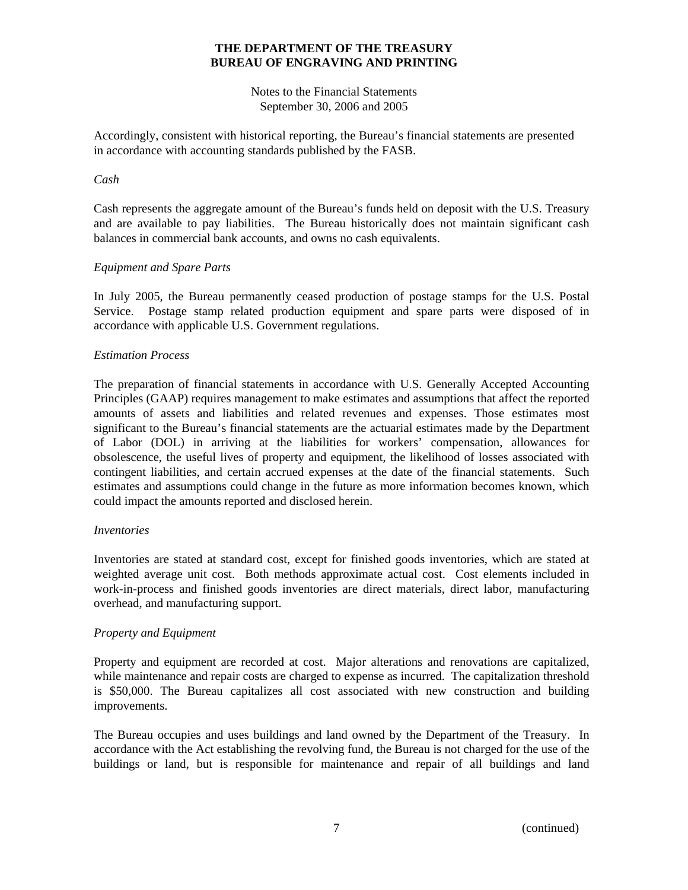Accordingly, consistent with historical reporting, the Bureau's financial statements are presented in accordance with accounting standards published by the FASB.

*Cash*

Cash represents the aggregate amount of the Bureau's funds held on deposit with the U.S. Treasury and are available to pay liabilities. The Bureau historically does not maintain significant cash balances in commercial bank accounts, and owns no cash equivalents.

*Equipment and Spare Parts*

In July 2005, the Bureau permanently ceased production of postage stamps for the U.S. Postal Service. Postage stamp related production equipment and spare parts were disposed of in accordance with applicable U.S. Government regulations.

*Estimation Process*

The preparation of financial statements in accordance with U.S. Generally Accepted Accounting Principles (GAAP) requires management to make estimates and assumptions that affect the reported amounts of assets and liabilities and related revenues and expenses. Those estimates most significant to the Bureau's financial statements are the actuarial estimates made by the Department of Labor (DOL) in arriving at the liabilities for workers' compensation, allowances for obsolescence, the useful lives of property and equipment, the likelihood of losses associated with contingent liabilities, and certain accrued expenses at the date of the financial statements. Such estimates and assumptions could change in the future as more information becomes known, which could impact the amounts reported and disclosed herein.

*Inventories*

Inventories are stated at standard cost, except for finished goods inventories, which are stated at weighted average unit cost. Both methods approximate actual cost. Cost elements included in work-in-process and finished goods inventories are direct materials, direct labor, manufacturing overhead, and manufacturing support.

*Property and Equipment*

Property and equipment are recorded at cost. Major alterations and renovations are capitalized, while maintenance and repair costs are charged to expense as incurred. The capitalization threshold is $50,000. The Bureau capitalizes all cost associated with new construction and building improvements.

The Bureau occupies and uses buildings and land owned by the Department of the Treasury. In accordance with the Act establishing the revolving fund, the Bureau is not charged for the use of the buildings or land, but is responsible for maintenance and repair of all buildings and land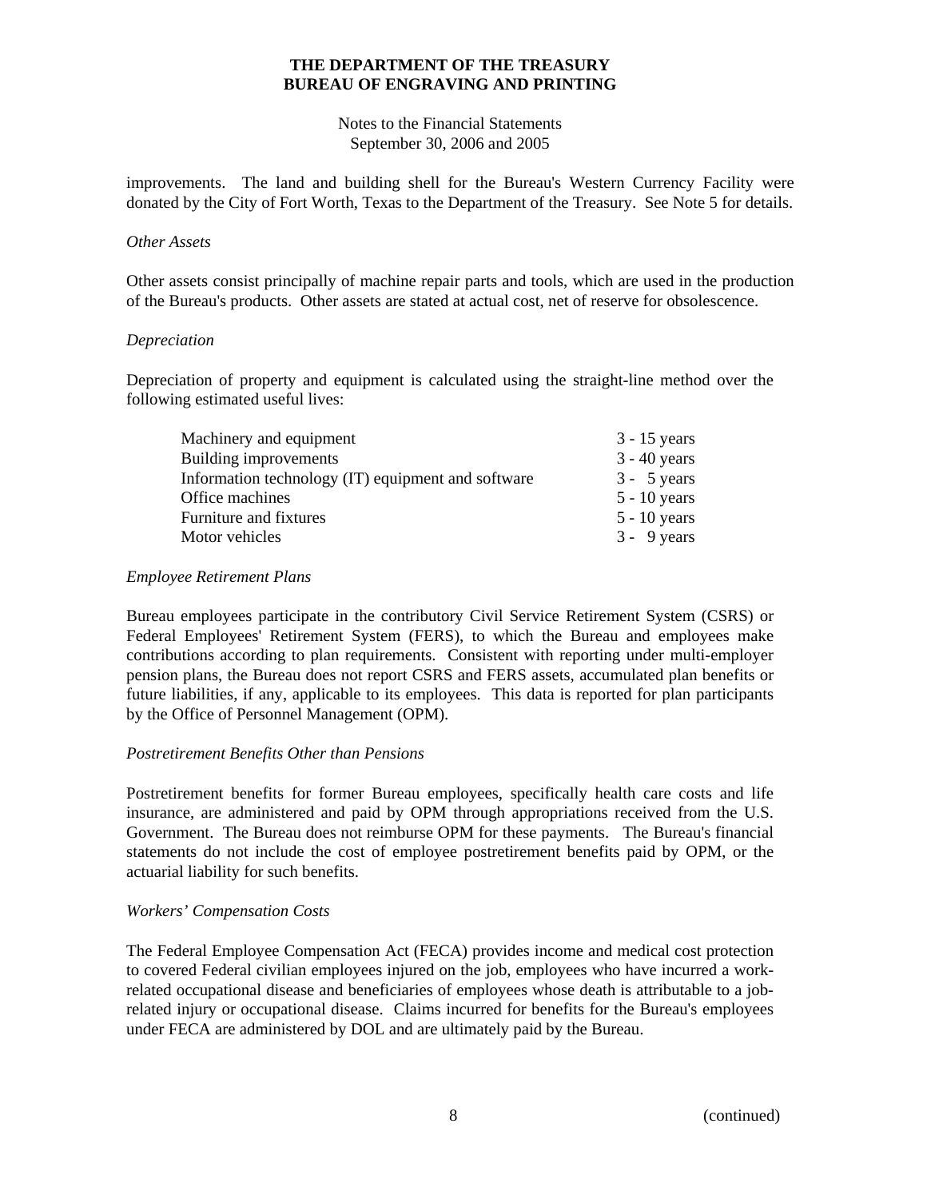improvements. The land and building shell for the Bureau's Western Currency Facility were donated by the City of Fort Worth, Texas to the Department of the Treasury. See Note 5 for details.

*Other Assets*

Other assets consist principally of machine repair parts and tools, which are used in the production of the Bureau's products. Other assets are stated at actual cost, net of reserve for obsolescence.

*Depreciation*

Depreciation of property and equipment is calculated using the straight-line method over the following estimated useful lives:

| | |
|---|---|
| Machinery and equipment | 3 - 15 years |
| Building improvements | 3 - 40 years |
| Information technology (IT) equipment and software | 3 - 5 years |
| Office machines | 5 - 10 years |
| Furniture and fixtures | 5 - 10 years |
| Motor vehicles | 3 - 9 years |

*Employee Retirement Plans*

Bureau employees participate in the contributory Civil Service Retirement System (CSRS) or Federal Employees' Retirement System (FERS), to which the Bureau and employees make contributions according to plan requirements. Consistent with reporting under multi-employer pension plans, the Bureau does not report CSRS and FERS assets, accumulated plan benefits or future liabilities, if any, applicable to its employees. This data is reported for plan participants by the Office of Personnel Management (OPM).

*Postretirement Benefits Other than Pensions*

Postretirement benefits for former Bureau employees, specifically health care costs and life insurance, are administered and paid by OPM through appropriations received from the U.S. Government. The Bureau does not reimburse OPM for these payments. The Bureau's financial statements do not include the cost of employee postretirement benefits paid by OPM, or the actuarial liability for such benefits.

*Workers' Compensation Costs*

The Federal Employee Compensation Act (FECA) provides income and medical cost protection to covered Federal civilian employees injured on the job, employees who have incurred a work-related occupational disease and beneficiaries of employees whose death is attributable to a job-related injury or occupational disease. Claims incurred for benefits for the Bureau's employees under FECA are administered by DOL and are ultimately paid by the Bureau.

(continued)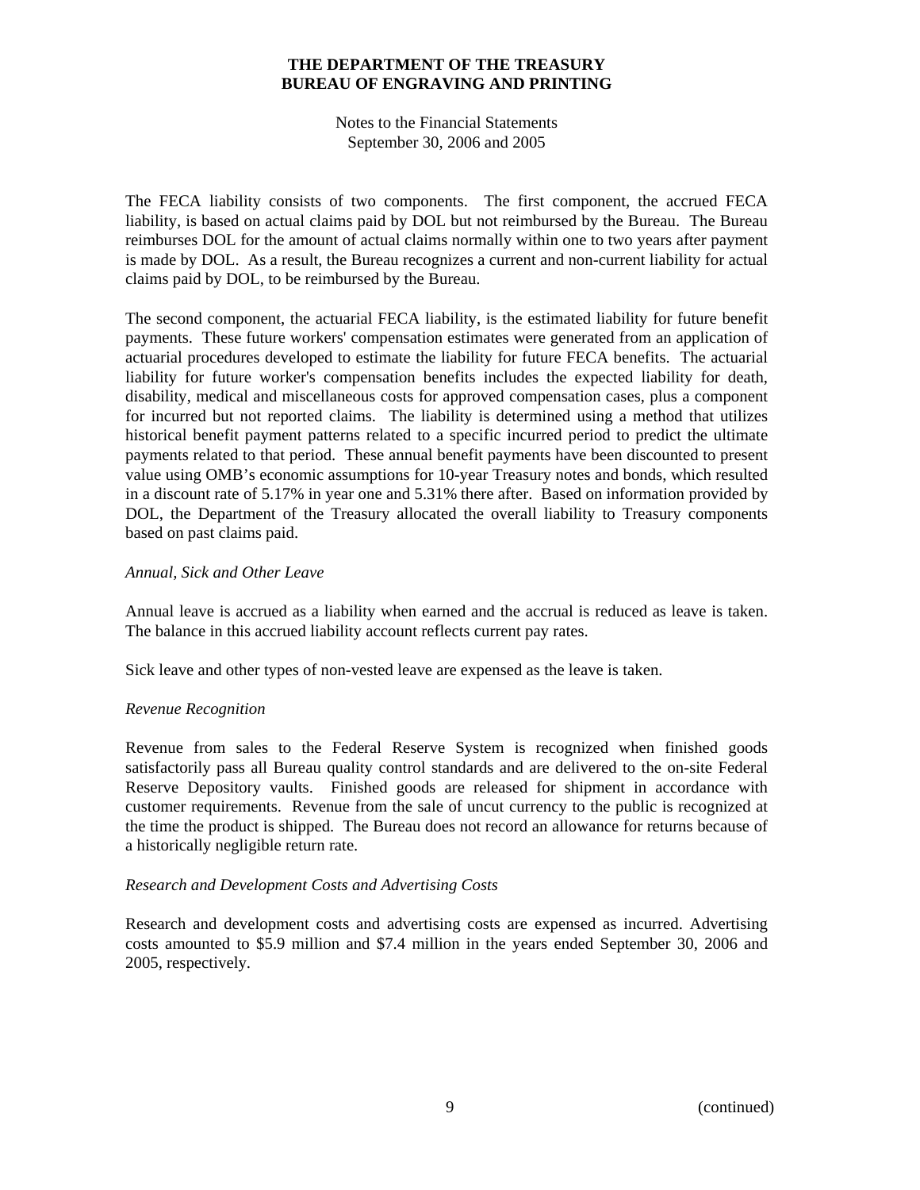The FECA liability consists of two components. The first component, the accrued FECA liability, is based on actual claims paid by DOL but not reimbursed by the Bureau. The Bureau reimburses DOL for the amount of actual claims normally within one to two years after payment is made by DOL. As a result, the Bureau recognizes a current and non-current liability for actual claims paid by DOL, to be reimbursed by the Bureau.

The second component, the actuarial FECA liability, is the estimated liability for future benefit payments. These future workers' compensation estimates were generated from an application of actuarial procedures developed to estimate the liability for future FECA benefits. The actuarial liability for future worker's compensation benefits includes the expected liability for death, disability, medical and miscellaneous costs for approved compensation cases, plus a component for incurred but not reported claims. The liability is determined using a method that utilizes historical benefit payment patterns related to a specific incurred period to predict the ultimate payments related to that period. These annual benefit payments have been discounted to present value using OMB's economic assumptions for 10-year Treasury notes and bonds, which resulted in a discount rate of 5.17% in year one and 5.31% there after. Based on information provided by DOL, the Department of the Treasury allocated the overall liability to Treasury components based on past claims paid.

*Annual, Sick and Other Leave*

Annual leave is accrued as a liability when earned and the accrual is reduced as leave is taken. The balance in this accrued liability account reflects current pay rates.

Sick leave and other types of non-vested leave are expensed as the leave is taken.

*Revenue Recognition*

Revenue from sales to the Federal Reserve System is recognized when finished goods satisfactorily pass all Bureau quality control standards and are delivered to the on-site Federal Reserve Depository vaults. Finished goods are released for shipment in accordance with customer requirements. Revenue from the sale of uncut currency to the public is recognized at the time the product is shipped. The Bureau does not record an allowance for returns because of a historically negligible return rate.

*Research and Development Costs and Advertising Costs*

Research and development costs and advertising costs are expensed as incurred. Advertising costs amounted to $5.9 million and $7.4 million in the years ended September 30, 2006 and 2005, respectively.

(continued)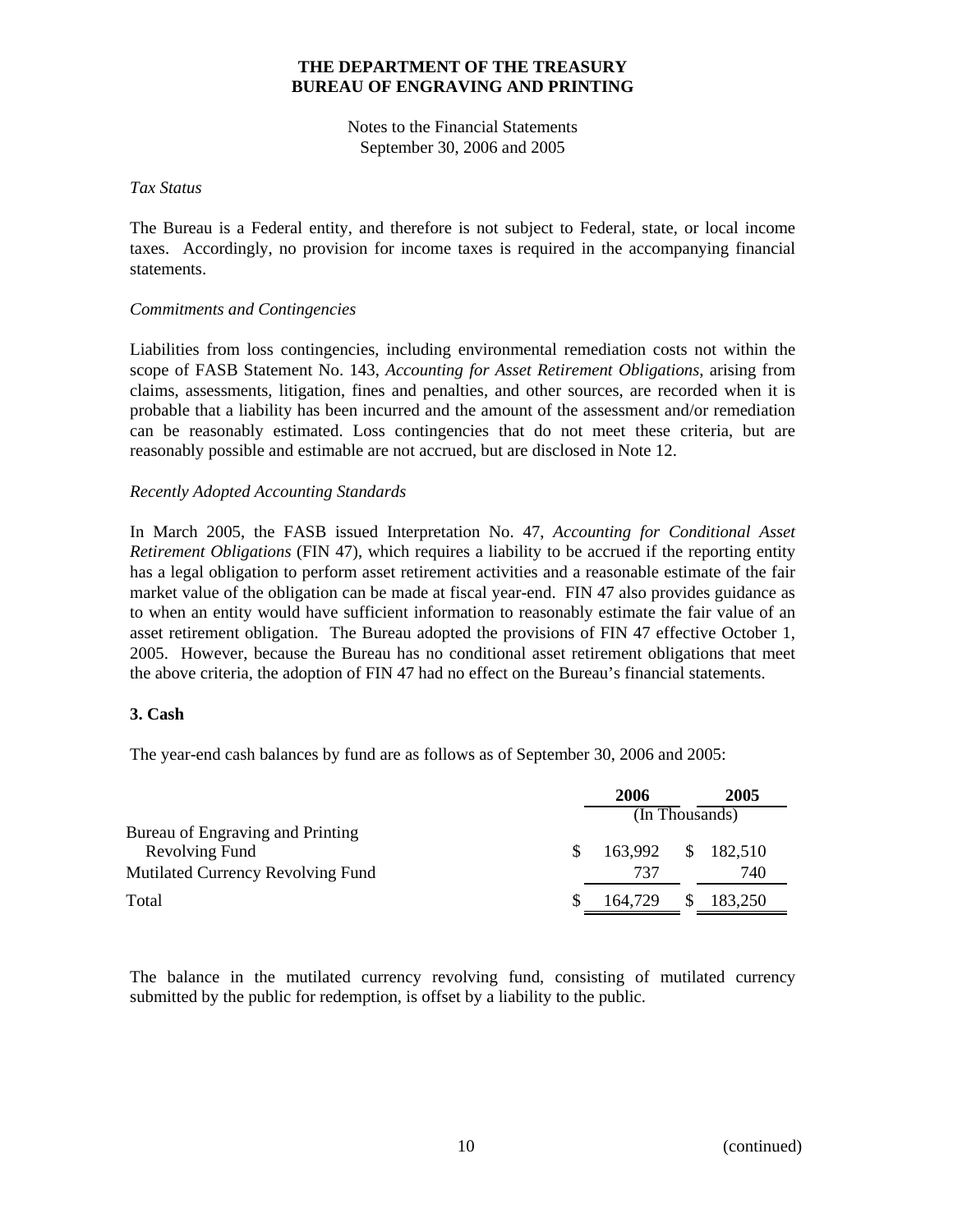*Tax Status*

The Bureau is a Federal entity, and therefore is not subject to Federal, state, or local income taxes. Accordingly, no provision for income taxes is required in the accompanying financial statements.

*Commitments and Contingencies*

Liabilities from loss contingencies, including environmental remediation costs not within the scope of FASB Statement No. 143, *Accounting for Asset Retirement Obligations*, arising from claims, assessments, litigation, fines and penalties, and other sources, are recorded when it is probable that a liability has been incurred and the amount of the assessment and/or remediation can be reasonably estimated. Loss contingencies that do not meet these criteria, but are reasonably possible and estimable are not accrued, but are disclosed in Note 12.

*Recently Adopted Accounting Standards*

In March 2005, the FASB issued Interpretation No. 47, *Accounting for Conditional Asset Retirement Obligations* (FIN 47), which requires a liability to be accrued if the reporting entity has a legal obligation to perform asset retirement activities and a reasonable estimate of the fair market value of the obligation can be made at fiscal year-end. FIN 47 also provides guidance as to when an entity would have sufficient information to reasonably estimate the fair value of an asset retirement obligation. The Bureau adopted the provisions of FIN 47 effective October 1, 2005. However, because the Bureau has no conditional asset retirement obligations that meet the above criteria, the adoption of FIN 47 had no effect on the Bureau's financial statements.

**3. Cash**

The year-end cash balances by fund are as follows as of September 30, 2006 and 2005:

| | 2006 | 2005 |
|---|---|---|
| | (In Thousands) | |
| Bureau of Engraving and Printing Revolving Fund | $ 163,992 | $ 182,510 |
| Mutilated Currency Revolving Fund | 737 | 740 |
| Total | $ 164,729 | $ 183,250 |

The balance in the mutilated currency revolving fund, consisting of mutilated currency submitted by the public for redemption, is offset by a liability to the public.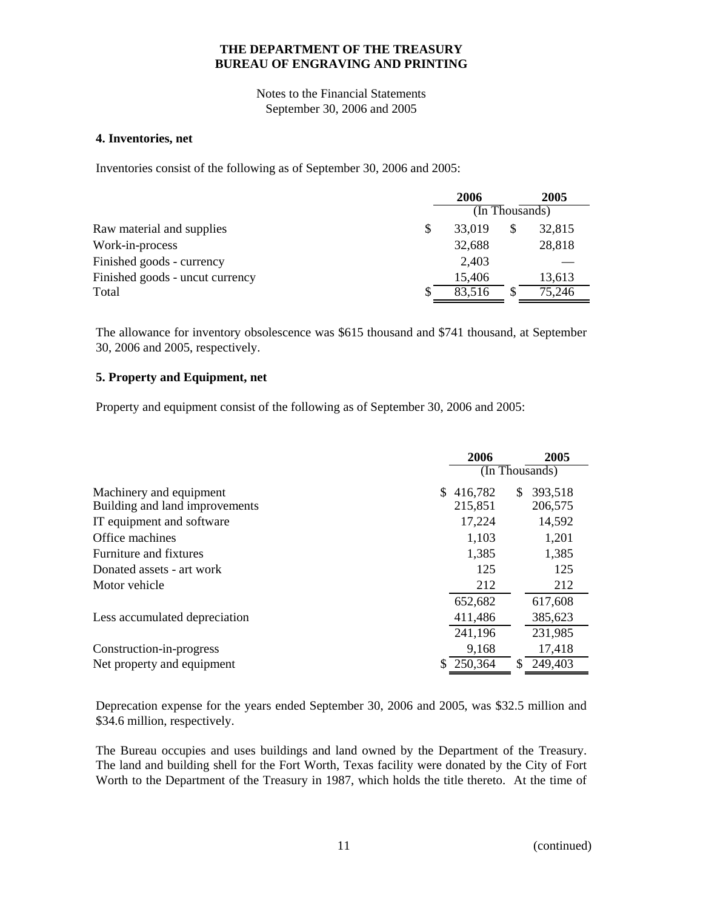# THE DEPARTMENT OF THE TREASURY
# BUREAU OF ENGRAVING AND PRINTING

Notes to the Financial Statements
September 30, 2006 and 2005

### 4. Inventories, net

Inventories consist of the following as of September 30, 2006 and 2005:

| | 2006 | 2005 |
|---|---|---|
| | (In Thousands) | |
| Raw material and supplies | $ 33,019 | $ 32,815 |
| Work-in-process | 32,688 | 28,818 |
| Finished goods - currency | 2,403 | — |
| Finished goods - uncut currency | 15,406 | 13,613 |
| Total | $ 83,516 | $ 75,246 |

The allowance for inventory obsolescence was $615 thousand and $741 thousand, at September 30, 2006 and 2005, respectively.

### 5. Property and Equipment, net

Property and equipment consist of the following as of September 30, 2006 and 2005:

| | 2006 | 2005 |
|---|---|---|
| | (In Thousands) | |
| Machinery and equipment | $ 416,782 | $ 393,518 |
| Building and land improvements | 215,851 | 206,575 |
| IT equipment and software | 17,224 | 14,592 |
| Office machines | 1,103 | 1,201 |
| Furniture and fixtures | 1,385 | 1,385 |
| Donated assets - art work | 125 | 125 |
| Motor vehicle | 212 | 212 |
| | 652,682 | 617,608 |
| Less accumulated depreciation | 411,486 | 385,623 |
| | 241,196 | 231,985 |
| Construction-in-progress | 9,168 | 17,418 |
| Net property and equipment | $ 250,364 | $ 249,403 |

Deprecation expense for the years ended September 30, 2006 and 2005, was $32.5 million and $34.6 million, respectively.

The Bureau occupies and uses buildings and land owned by the Department of the Treasury. The land and building shell for the Fort Worth, Texas facility were donated by the City of Fort Worth to the Department of the Treasury in 1987, which holds the title thereto. At the time of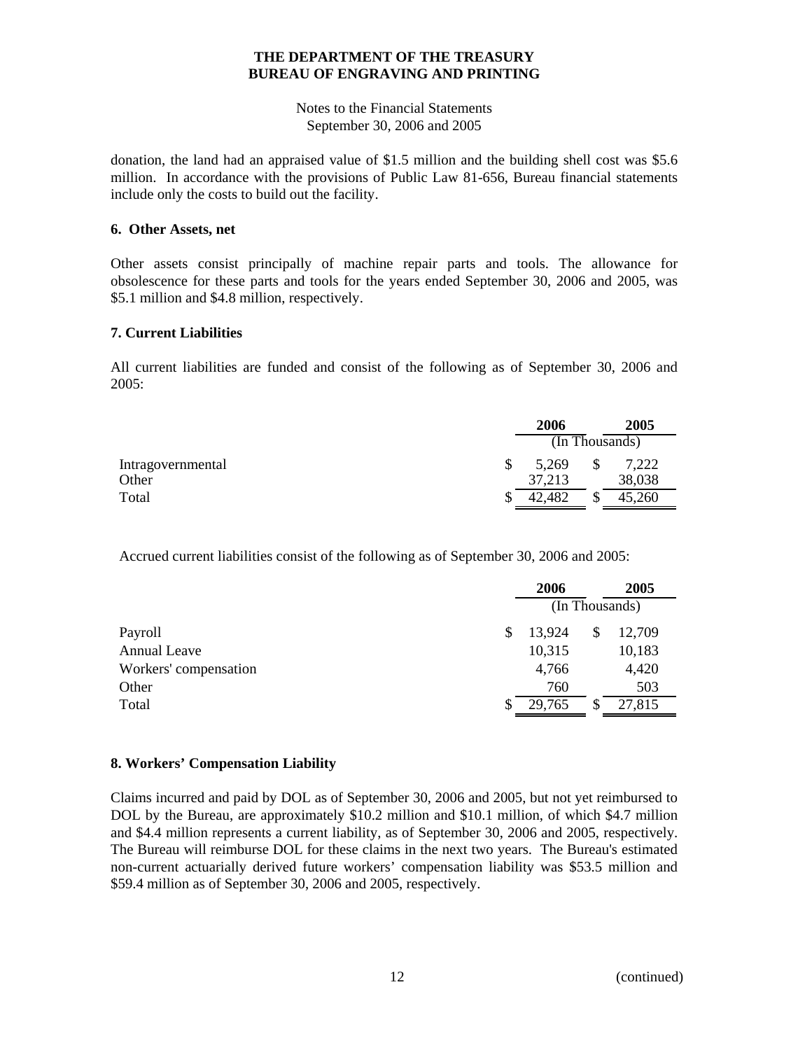donation, the land had an appraised value of $1.5 million and the building shell cost was $5.6 million. In accordance with the provisions of Public Law 81-656, Bureau financial statements include only the costs to build out the facility.

## 6. Other Assets, net

Other assets consist principally of machine repair parts and tools. The allowance for obsolescence for these parts and tools for the years ended September 30, 2006 and 2005, was $5.1 million and $4.8 million, respectively.

## 7. Current Liabilities

All current liabilities are funded and consist of the following as of September 30, 2006 and 2005:

| | 2006 | 2005 |
|---|---|---|
| | (In Thousands) | |
| Intragovernmental | $ 5,269 | $ 7,222 |
| Other | 37,213 | 38,038 |
| Total | $ 42,482 | $ 45,260 |

Accrued current liabilities consist of the following as of September 30, 2006 and 2005:

| | 2006 | 2005 |
|---|---|---|
| | (In Thousands) | |
| Payroll | $ 13,924 | $ 12,709 |
| Annual Leave | 10,315 | 10,183 |
| Workers' compensation | 4,766 | 4,420 |
| Other | 760 | 503 |
| Total | $ 29,765 | $ 27,815 |

## 8. Workers' Compensation Liability

Claims incurred and paid by DOL as of September 30, 2006 and 2005, but not yet reimbursed to DOL by the Bureau, are approximately $10.2 million and $10.1 million, of which $4.7 million and $4.4 million represents a current liability, as of September 30, 2006 and 2005, respectively. The Bureau will reimburse DOL for these claims in the next two years. The Bureau's estimated non-current actuarially derived future workers' compensation liability was $53.5 million and $59.4 million as of September 30, 2006 and 2005, respectively.

(continued)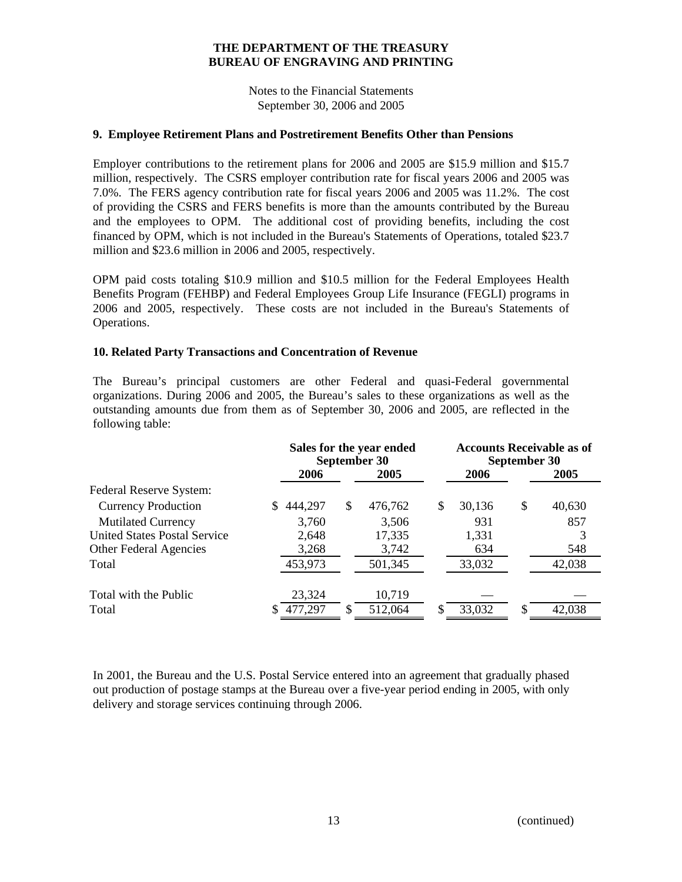**THE DEPARTMENT OF THE TREASURY**
**BUREAU OF ENGRAVING AND PRINTING**

Notes to the Financial Statements
September 30, 2006 and 2005

### 9. Employee Retirement Plans and Postretirement Benefits Other than Pensions

Employer contributions to the retirement plans for 2006 and 2005 are $15.9 million and $15.7 million, respectively. The CSRS employer contribution rate for fiscal years 2006 and 2005 was 7.0%. The FERS agency contribution rate for fiscal years 2006 and 2005 was 11.2%. The cost of providing the CSRS and FERS benefits is more than the amounts contributed by the Bureau and the employees to OPM. The additional cost of providing benefits, including the cost financed by OPM, which is not included in the Bureau's Statements of Operations, totaled $23.7 million and $23.6 million in 2006 and 2005, respectively.

OPM paid costs totaling $10.9 million and $10.5 million for the Federal Employees Health Benefits Program (FEHBP) and Federal Employees Group Life Insurance (FEGLI) programs in 2006 and 2005, respectively. These costs are not included in the Bureau's Statements of Operations.

### 10. Related Party Transactions and Concentration of Revenue

The Bureau's principal customers are other Federal and quasi-Federal governmental organizations. During 2006 and 2005, the Bureau's sales to these organizations as well as the outstanding amounts due from them as of September 30, 2006 and 2005, are reflected in the following table:

| | Sales for the year ended September 30 | | Accounts Receivable as of September 30 | |
|---|---|---|---|---|
| | 2006 | 2005 | 2006 | 2005 |
| Federal Reserve System: | | | | |
| Currency Production | $ 444,297 | $ 476,762 | $ 30,136 | $ 40,630 |
| Mutilated Currency | 3,760 | 3,506 | 931 | 857 |
| United States Postal Service | 2,648 | 17,335 | 1,331 | 3 |
| Other Federal Agencies | 3,268 | 3,742 | 634 | 548 |
| Total | 453,973 | 501,345 | 33,032 | 42,038 |
| Total with the Public | 23,324 | 10,719 | — | — |
| Total | $ 477,297 | $ 512,064 | $ 33,032 | $ 42,038 |

In 2001, the Bureau and the U.S. Postal Service entered into an agreement that gradually phased out production of postage stamps at the Bureau over a five-year period ending in 2005, with only delivery and storage services continuing through 2006.

(continued)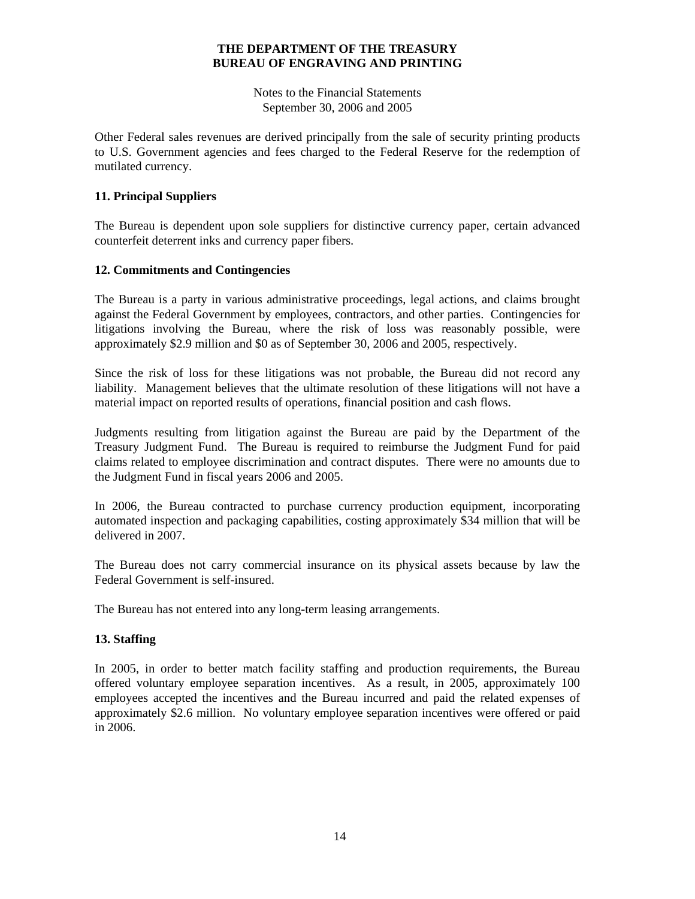Other Federal sales revenues are derived principally from the sale of security printing products to U.S. Government agencies and fees charged to the Federal Reserve for the redemption of mutilated currency.

## 11. Principal Suppliers

The Bureau is dependent upon sole suppliers for distinctive currency paper, certain advanced counterfeit deterrent inks and currency paper fibers.

## 12. Commitments and Contingencies

The Bureau is a party in various administrative proceedings, legal actions, and claims brought against the Federal Government by employees, contractors, and other parties. Contingencies for litigations involving the Bureau, where the risk of loss was reasonably possible, were approximately $2.9 million and $0 as of September 30, 2006 and 2005, respectively.

Since the risk of loss for these litigations was not probable, the Bureau did not record any liability. Management believes that the ultimate resolution of these litigations will not have a material impact on reported results of operations, financial position and cash flows.

Judgments resulting from litigation against the Bureau are paid by the Department of the Treasury Judgment Fund. The Bureau is required to reimburse the Judgment Fund for paid claims related to employee discrimination and contract disputes. There were no amounts due to the Judgment Fund in fiscal years 2006 and 2005.

In 2006, the Bureau contracted to purchase currency production equipment, incorporating automated inspection and packaging capabilities, costing approximately $34 million that will be delivered in 2007.

The Bureau does not carry commercial insurance on its physical assets because by law the Federal Government is self-insured.

The Bureau has not entered into any long-term leasing arrangements.

## 13. Staffing

In 2005, in order to better match facility staffing and production requirements, the Bureau offered voluntary employee separation incentives. As a result, in 2005, approximately 100 employees accepted the incentives and the Bureau incurred and paid the related expenses of approximately $2.6 million. No voluntary employee separation incentives were offered or paid in 2006.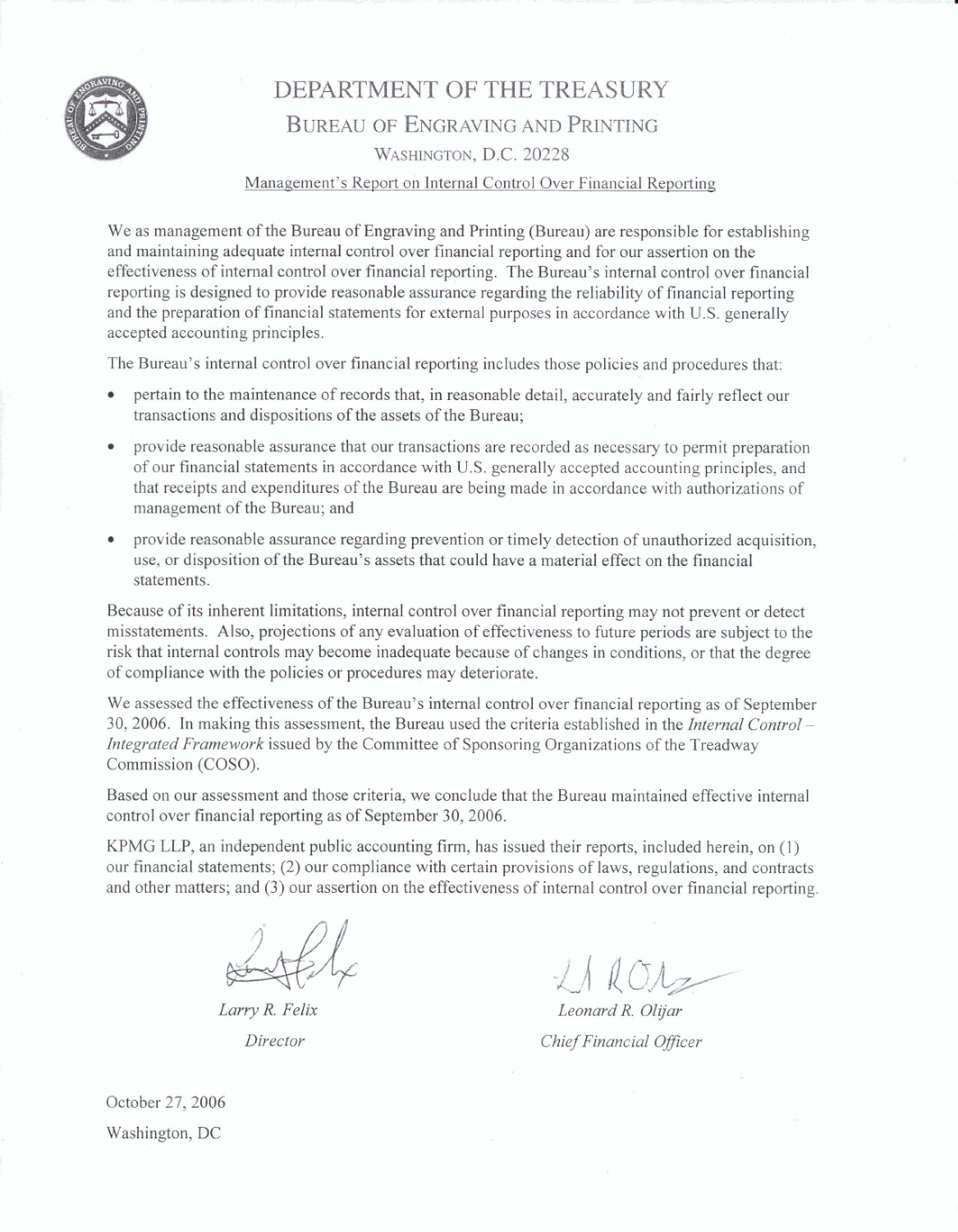# DEPARTMENT OF THE TREASURY

## BUREAU OF ENGRAVING AND PRINTING

WASHINGTON, D.C. 20228

Management's Report on Internal Control Over Financial Reporting

We as management of the Bureau of Engraving and Printing (Bureau) are responsible for establishing and maintaining adequate internal control over financial reporting and for our assertion on the effectiveness of internal control over financial reporting. The Bureau's internal control over financial reporting is designed to provide reasonable assurance regarding the reliability of financial reporting and the preparation of financial statements for external purposes in accordance with U.S. generally accepted accounting principles.

The Bureau's internal control over financial reporting includes those policies and procedures that:

- pertain to the maintenance of records that, in reasonable detail, accurately and fairly reflect our transactions and dispositions of the assets of the Bureau;
- provide reasonable assurance that our transactions are recorded as necessary to permit preparation of our financial statements in accordance with U.S. generally accepted accounting principles, and that receipts and expenditures of the Bureau are being made in accordance with authorizations of management of the Bureau; and
- provide reasonable assurance regarding prevention or timely detection of unauthorized acquisition, use, or disposition of the Bureau's assets that could have a material effect on the financial statements.

Because of its inherent limitations, internal control over financial reporting may not prevent or detect misstatements. Also, projections of any evaluation of effectiveness to future periods are subject to the risk that internal controls may become inadequate because of changes in conditions, or that the degree of compliance with the policies or procedures may deteriorate.

We assessed the effectiveness of the Bureau's internal control over financial reporting as of September 30, 2006. In making this assessment, the Bureau used the criteria established in the *Internal Control – Integrated Framework* issued by the Committee of Sponsoring Organizations of the Treadway Commission (COSO).

Based on our assessment and those criteria, we conclude that the Bureau maintained effective internal control over financial reporting as of September 30, 2006.

KPMG LLP, an independent public accounting firm, has issued their reports, included herein, on (1) our financial statements; (2) our compliance with certain provisions of laws, regulations, and contracts and other matters; and (3) our assertion on the effectiveness of internal control over financial reporting.

*Larry R. Felix*
*Director*

*Leonard R. Olijar*
*Chief Financial Officer*

October 27, 2006
Washington, DC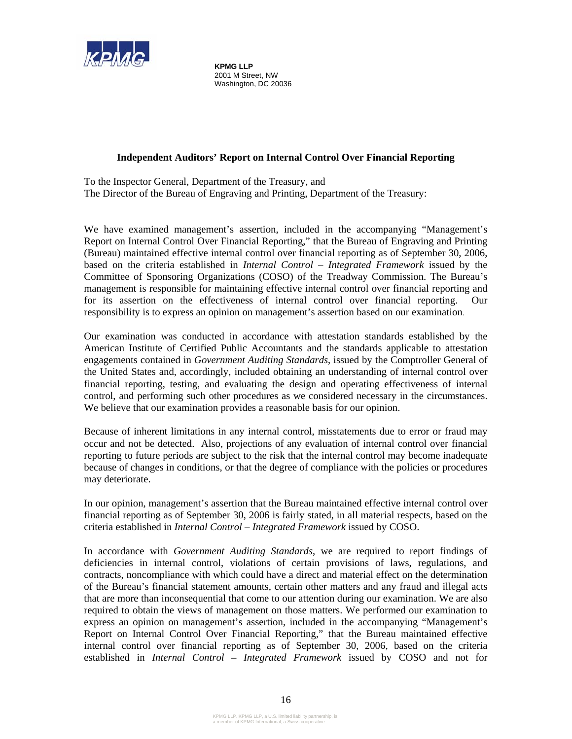**KPMG LLP**
2001 M Street, NW
Washington, DC 20036

## Independent Auditors' Report on Internal Control Over Financial Reporting

To the Inspector General, Department of the Treasury, and
The Director of the Bureau of Engraving and Printing, Department of the Treasury:

We have examined management's assertion, included in the accompanying "Management's Report on Internal Control Over Financial Reporting," that the Bureau of Engraving and Printing (Bureau) maintained effective internal control over financial reporting as of September 30, 2006, based on the criteria established in *Internal Control – Integrated Framework* issued by the Committee of Sponsoring Organizations (COSO) of the Treadway Commission. The Bureau's management is responsible for maintaining effective internal control over financial reporting and for its assertion on the effectiveness of internal control over financial reporting. Our responsibility is to express an opinion on management's assertion based on our examination.

Our examination was conducted in accordance with attestation standards established by the American Institute of Certified Public Accountants and the standards applicable to attestation engagements contained in *Government Auditing Standards*, issued by the Comptroller General of the United States and, accordingly, included obtaining an understanding of internal control over financial reporting, testing, and evaluating the design and operating effectiveness of internal control, and performing such other procedures as we considered necessary in the circumstances. We believe that our examination provides a reasonable basis for our opinion.

Because of inherent limitations in any internal control, misstatements due to error or fraud may occur and not be detected. Also, projections of any evaluation of internal control over financial reporting to future periods are subject to the risk that the internal control may become inadequate because of changes in conditions, or that the degree of compliance with the policies or procedures may deteriorate.

In our opinion, management's assertion that the Bureau maintained effective internal control over financial reporting as of September 30, 2006 is fairly stated, in all material respects, based on the criteria established in *Internal Control – Integrated Framework* issued by COSO.

In accordance with *Government Auditing Standards*, we are required to report findings of deficiencies in internal control, violations of certain provisions of laws, regulations, and contracts, noncompliance with which could have a direct and material effect on the determination of the Bureau's financial statement amounts, certain other matters and any fraud and illegal acts that are more than inconsequential that come to our attention during our examination. We are also required to obtain the views of management on those matters. We performed our examination to express an opinion on management's assertion, included in the accompanying "Management's Report on Internal Control Over Financial Reporting," that the Bureau maintained effective internal control over financial reporting as of September 30, 2006, based on the criteria established in *Internal Control – Integrated Framework* issued by COSO and not for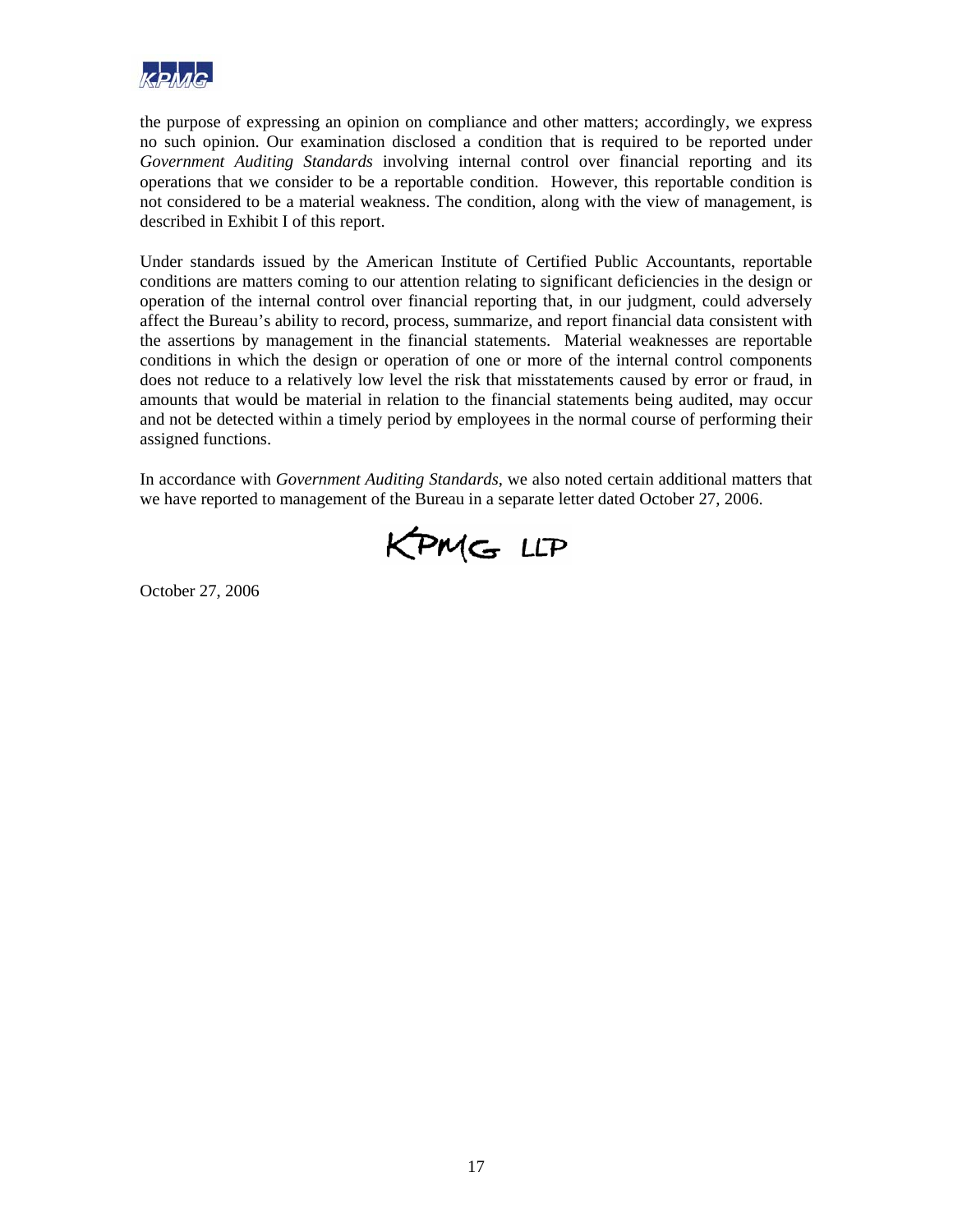the purpose of expressing an opinion on compliance and other matters; accordingly, we express no such opinion. Our examination disclosed a condition that is required to be reported under *Government Auditing Standards* involving internal control over financial reporting and its operations that we consider to be a reportable condition. However, this reportable condition is not considered to be a material weakness. The condition, along with the view of management, is described in Exhibit I of this report.

Under standards issued by the American Institute of Certified Public Accountants, reportable conditions are matters coming to our attention relating to significant deficiencies in the design or operation of the internal control over financial reporting that, in our judgment, could adversely affect the Bureau's ability to record, process, summarize, and report financial data consistent with the assertions by management in the financial statements. Material weaknesses are reportable conditions in which the design or operation of one or more of the internal control components does not reduce to a relatively low level the risk that misstatements caused by error or fraud, in amounts that would be material in relation to the financial statements being audited, may occur and not be detected within a timely period by employees in the normal course of performing their assigned functions.

In accordance with *Government Auditing Standards*, we also noted certain additional matters that we have reported to management of the Bureau in a separate letter dated October 27, 2006.

KPMG LLP

October 27, 2006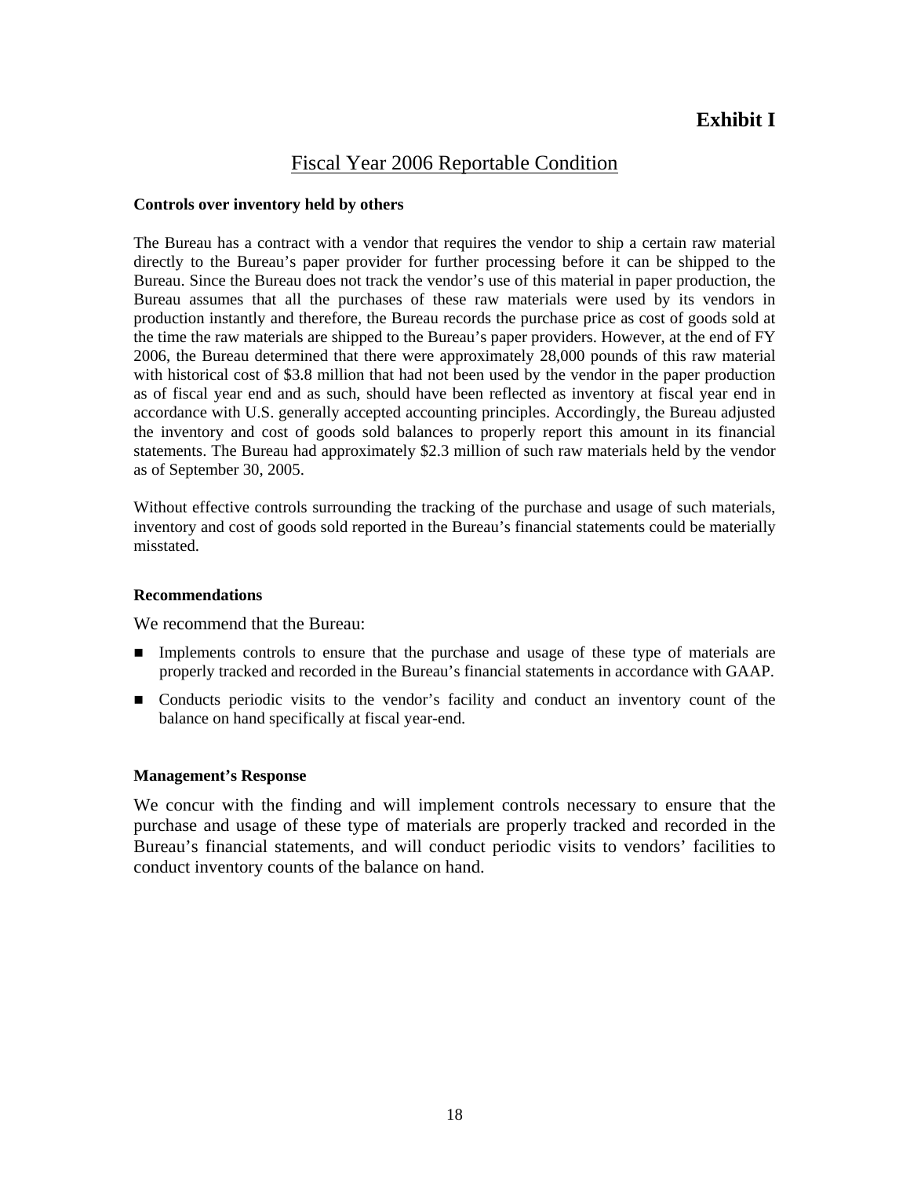# Exhibit I

## Fiscal Year 2006 Reportable Condition

**Controls over inventory held by others**

The Bureau has a contract with a vendor that requires the vendor to ship a certain raw material directly to the Bureau's paper provider for further processing before it can be shipped to the Bureau. Since the Bureau does not track the vendor's use of this material in paper production, the Bureau assumes that all the purchases of these raw materials were used by its vendors in production instantly and therefore, the Bureau records the purchase price as cost of goods sold at the time the raw materials are shipped to the Bureau's paper providers. However, at the end of FY 2006, the Bureau determined that there were approximately 28,000 pounds of this raw material with historical cost of $3.8 million that had not been used by the vendor in the paper production as of fiscal year end and as such, should have been reflected as inventory at fiscal year end in accordance with U.S. generally accepted accounting principles. Accordingly, the Bureau adjusted the inventory and cost of goods sold balances to properly report this amount in its financial statements. The Bureau had approximately $2.3 million of such raw materials held by the vendor as of September 30, 2005.

Without effective controls surrounding the tracking of the purchase and usage of such materials, inventory and cost of goods sold reported in the Bureau's financial statements could be materially misstated.

**Recommendations**

We recommend that the Bureau:

- Implements controls to ensure that the purchase and usage of these type of materials are properly tracked and recorded in the Bureau's financial statements in accordance with GAAP.
- Conducts periodic visits to the vendor's facility and conduct an inventory count of the balance on hand specifically at fiscal year-end.

**Management's Response**

We concur with the finding and will implement controls necessary to ensure that the purchase and usage of these type of materials are properly tracked and recorded in the Bureau's financial statements, and will conduct periodic visits to vendors' facilities to conduct inventory counts of the balance on hand.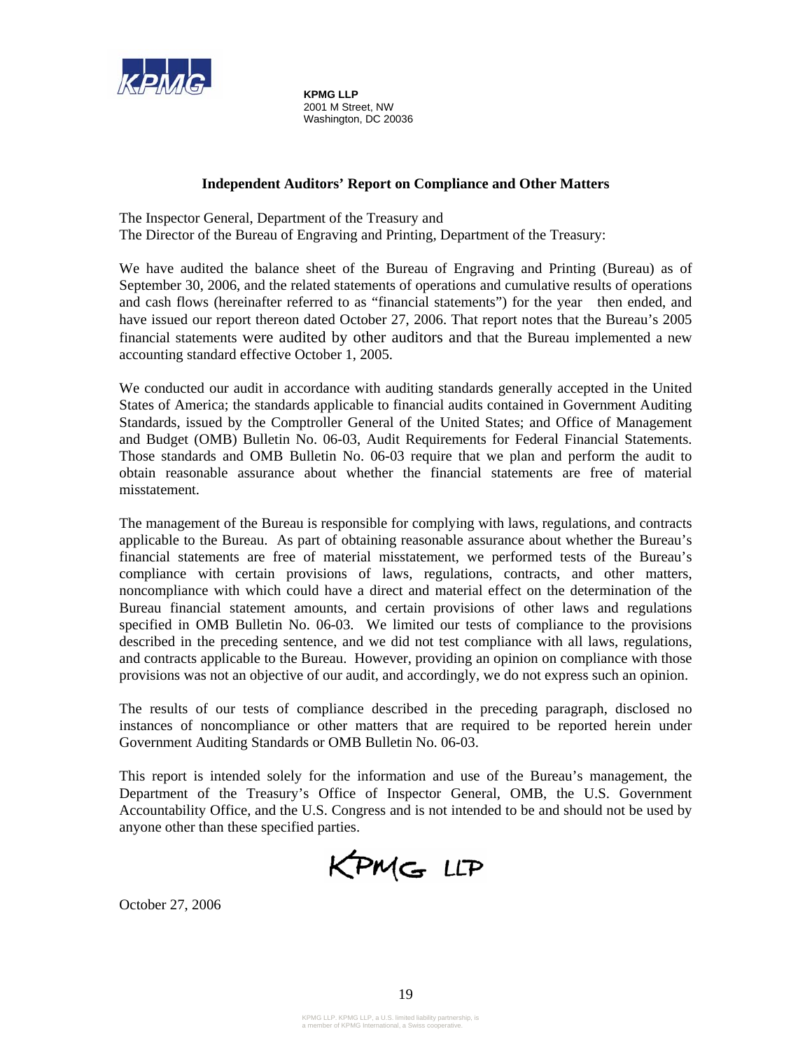KPMG

**KPMG LLP**
2001 M Street, NW
Washington, DC 20036

## Independent Auditors' Report on Compliance and Other Matters

The Inspector General, Department of the Treasury and
The Director of the Bureau of Engraving and Printing, Department of the Treasury:

We have audited the balance sheet of the Bureau of Engraving and Printing (Bureau) as of September 30, 2006, and the related statements of operations and cumulative results of operations and cash flows (hereinafter referred to as "financial statements") for the year then ended, and have issued our report thereon dated October 27, 2006. That report notes that the Bureau's 2005 financial statements were audited by other auditors and that the Bureau implemented a new accounting standard effective October 1, 2005.

We conducted our audit in accordance with auditing standards generally accepted in the United States of America; the standards applicable to financial audits contained in Government Auditing Standards, issued by the Comptroller General of the United States; and Office of Management and Budget (OMB) Bulletin No. 06-03, Audit Requirements for Federal Financial Statements. Those standards and OMB Bulletin No. 06-03 require that we plan and perform the audit to obtain reasonable assurance about whether the financial statements are free of material misstatement.

The management of the Bureau is responsible for complying with laws, regulations, and contracts applicable to the Bureau. As part of obtaining reasonable assurance about whether the Bureau's financial statements are free of material misstatement, we performed tests of the Bureau's compliance with certain provisions of laws, regulations, contracts, and other matters, noncompliance with which could have a direct and material effect on the determination of the Bureau financial statement amounts, and certain provisions of other laws and regulations specified in OMB Bulletin No. 06-03. We limited our tests of compliance to the provisions described in the preceding sentence, and we did not test compliance with all laws, regulations, and contracts applicable to the Bureau. However, providing an opinion on compliance with those provisions was not an objective of our audit, and accordingly, we do not express such an opinion.

The results of our tests of compliance described in the preceding paragraph, disclosed no instances of noncompliance or other matters that are required to be reported herein under Government Auditing Standards or OMB Bulletin No. 06-03.

This report is intended solely for the information and use of the Bureau's management, the Department of the Treasury's Office of Inspector General, OMB, the U.S. Government Accountability Office, and the U.S. Congress and is not intended to be and should not be used by anyone other than these specified parties.

KPMG LLP

October 27, 2006

KPMG LLP. KPMG LLP, a U.S. limited liability partnership, is a member of KPMG International, a Swiss cooperative.